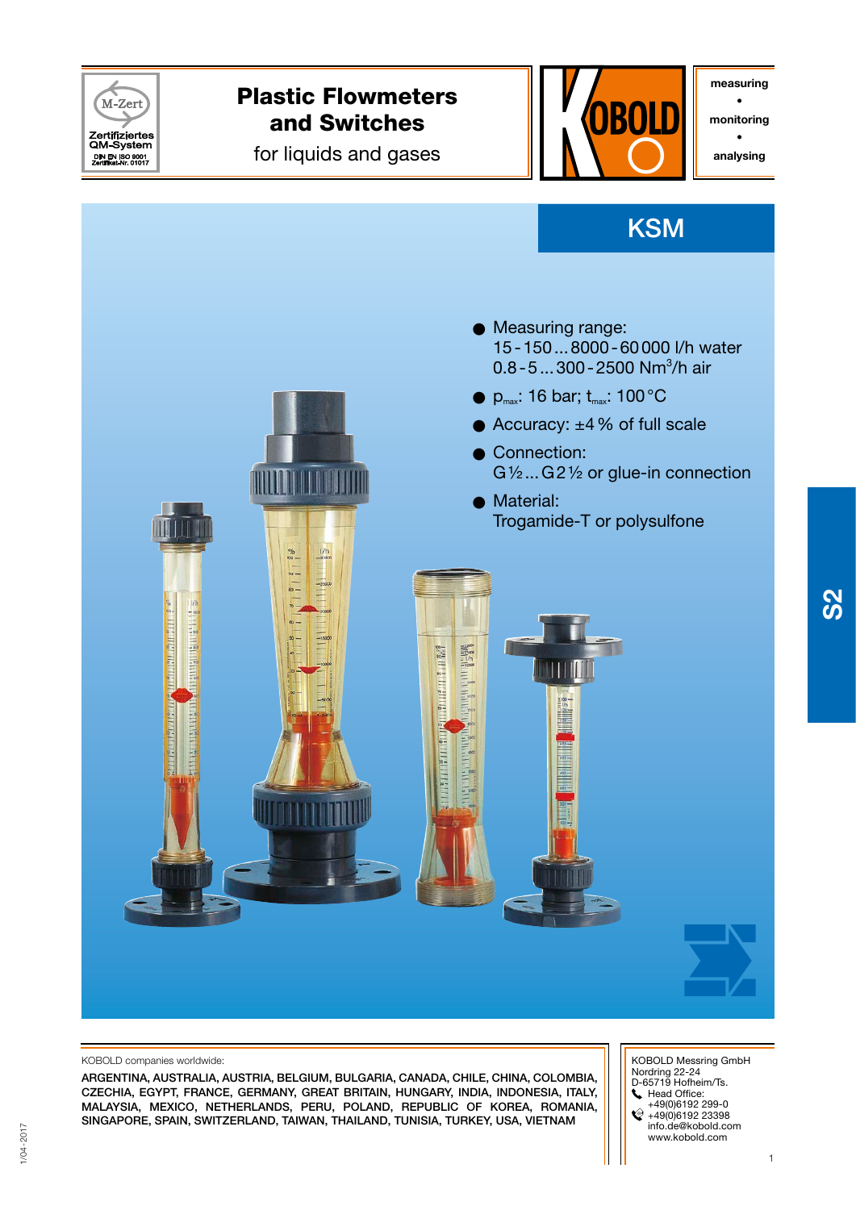# Plastic Flowmeters and Switches

for liquids and gases

measuring • monitoring • analysing

## KSM

- Measuring range:
  15 - 150 ... 8000 - 60 000 l/h water
  0.8 - 5 ... 300 - 2500 $Nm^3/h$ air
- $p_{max}$: 16 bar; $t_{max}$: 100 °C
- Accuracy: ±4 % of full scale
- Connection:
  G ½ ... G 2 ½ or glue-in connection
- Material:
  Trogamide-T or polysulfone

S2

KOBOLD companies worldwide:

ARGENTINA, AUSTRALIA, AUSTRIA, BELGIUM, BULGARIA, CANADA, CHILE, CHINA, COLOMBIA, CZECHIA, EGYPT, FRANCE, GERMANY, GREAT BRITAIN, HUNGARY, INDIA, INDONESIA, ITALY, MALAYSIA, MEXICO, NETHERLANDS, PERU, POLAND, REPUBLIC OF KOREA, ROMANIA, SINGAPORE, SPAIN, SWITZERLAND, TAIWAN, THAILAND, TUNISIA, TURKEY, USA, VIETNAM

KOBOLD Messring GmbH
Nordring 22-24
D-65719 Hofheim/Ts.
Head Office:
+49(0)6192 299-0
+49(0)6192 23398
info.de@kobold.com
www.kobold.com

1/04-2017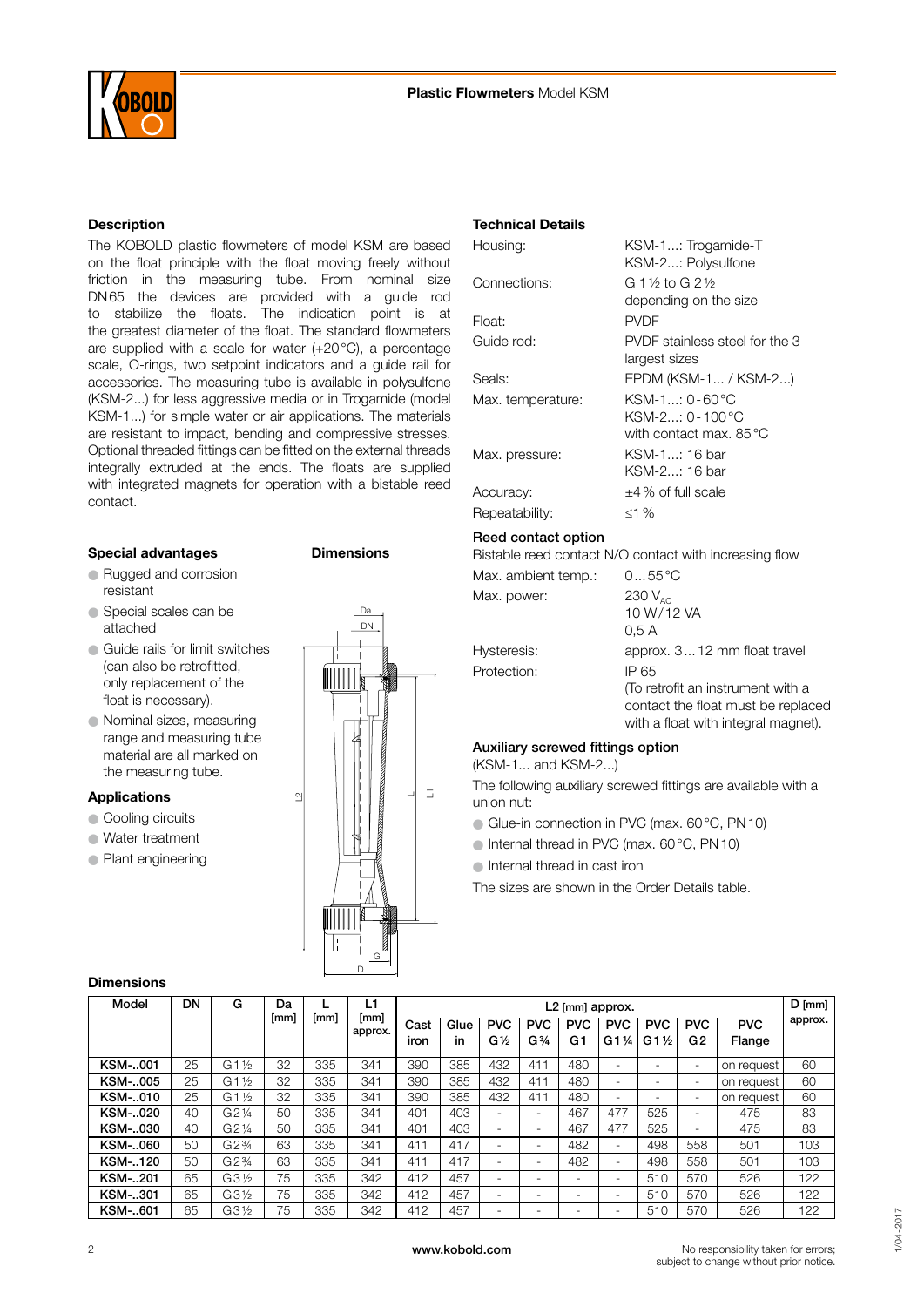## Description

The KOBOLD plastic flowmeters of model KSM are based on the float principle with the float moving freely without friction in the measuring tube. From nominal size DN65 the devices are provided with a guide rod to stabilize the floats. The indication point is at the greatest diameter of the float. The standard flowmeters are supplied with a scale for water (+20 °C), a percentage scale, O-rings, two setpoint indicators and a guide rail for accessories. The measuring tube is available in polysulfone (KSM-2...) for less aggressive media or in Trogamide (model KSM-1...) for simple water or air applications. The materials are resistant to impact, bending and compressive stresses. Optional threaded fittings can be fitted on the external threads integrally extruded at the ends. The floats are supplied with integrated magnets for operation with a bistable reed contact.

## Special advantages

- Rugged and corrosion resistant
- Special scales can be attached
- Guide rails for limit switches (can also be retrofitted, only replacement of the float is necessary).
- Nominal sizes, measuring range and measuring tube material are all marked on the measuring tube.

## Applications

- Cooling circuits
- Water treatment
- Plant engineering

## Dimensions

## Technical Details

| | |
|---|---|
| Housing: | KSM-1...: Trogamide-T<br>KSM-2...: Polysulfone |
| Connections: | G 1½ to G 2½ depending on the size |
| Float: | PVDF |
| Guide rod: | PVDF stainless steel for the 3 largest sizes |
| Seals: | EPDM (KSM-1... / KSM-2...) |
| Max. temperature: | KSM-1...: 0 - 60 °C<br>KSM-2...: 0 - 100 °C<br>with contact max. 85 °C |
| Max. pressure: | KSM-1...: 16 bar<br>KSM-2...: 16 bar |
| Accuracy: | ±4 % of full scale |
| Repeatability: | ≤1 % |

### Reed contact option

Bistable reed contact N/O contact with increasing flow

| | |
|---|---|
| Max. ambient temp.: | 0 ... 55 °C |
| Max. power: | 230 $V_{AC}$<br>10 W / 12 VA<br>0,5 A |
| Hysteresis: | approx. 3 ... 12 mm float travel |
| Protection: | IP 65<br>(To retrofit an instrument with a contact the float must be replaced with a float with integral magnet). |

### Auxiliary screwed fittings option

(KSM-1... and KSM-2...)

The following auxiliary screwed fittings are available with a union nut:

- Glue-in connection in PVC (max. 60 °C, PN 10)
- Internal thread in PVC (max. 60 °C, PN 10)
- Internal thread in cast iron

The sizes are shown in the Order Details table.

## Dimensions

| Model | DN | G | Da [mm] | L [mm] | L1 [mm] approx. | L2 [mm] approx. | | | | | | | | | D [mm] approx. |
|---|---|---|---|---|---|---|---|---|---|---|---|---|---|---|---|
| | | | | | | Cast iron | Glue in | PVC G½ | PVC G¾ | PVC G1 | PVC G1¼ | PVC G1½ | PVC G2 | PVC Flange | |
| **KSM-..001** | 25 | G1½ | 32 | 335 | 341 | 390 | 385 | 432 | 411 | 480 | - | - | - | on request | 60 |
| **KSM-..005** | 25 | G1½ | 32 | 335 | 341 | 390 | 385 | 432 | 411 | 480 | - | - | - | on request | 60 |
| **KSM-..010** | 25 | G1½ | 32 | 335 | 341 | 390 | 385 | 432 | 411 | 480 | - | - | - | on request | 60 |
| **KSM-..020** | 40 | G2¼ | 50 | 335 | 341 | 401 | 403 | - | - | 467 | 477 | 525 | - | 475 | 83 |
| **KSM-..030** | 40 | G2¼ | 50 | 335 | 341 | 401 | 403 | - | - | 467 | 477 | 525 | - | 475 | 83 |
| **KSM-..060** | 50 | G2¾ | 63 | 335 | 341 | 411 | 417 | - | - | 482 | - | 498 | 558 | 501 | 103 |
| **KSM-..120** | 50 | G2¾ | 63 | 335 | 341 | 411 | 417 | - | - | 482 | - | 498 | 558 | 501 | 103 |
| **KSM-..201** | 65 | G3½ | 75 | 335 | 342 | 412 | 457 | - | - | - | - | 510 | 570 | 526 | 122 |
| **KSM-..301** | 65 | G3½ | 75 | 335 | 342 | 412 | 457 | - | - | - | - | 510 | 570 | 526 | 122 |
| **KSM-..601** | 65 | G3½ | 75 | 335 | 342 | 412 | 457 | - | - | - | - | 510 | 570 | 526 | 122 |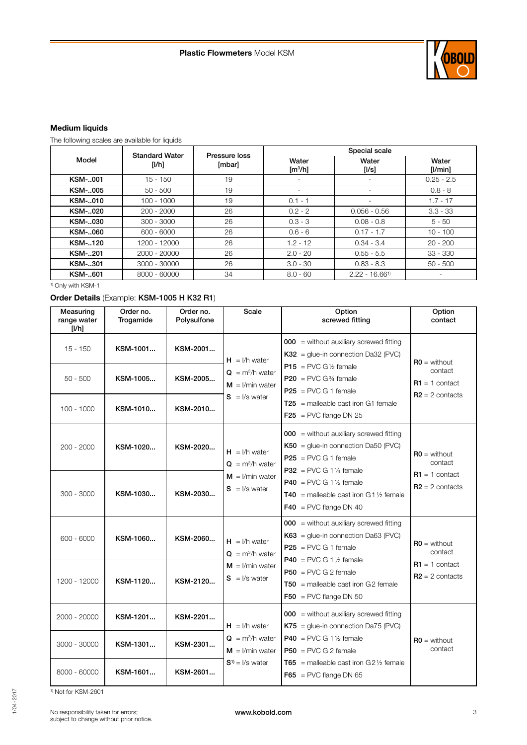## Medium liquids

The following scales are available for liquids

| Model | Standard Water [l/h] | Pressure loss [mbar] | Special scale | | |
|---|---|---|---|---|---|
| | | | Water [m³/h] | Water [l/s] | Water [l/min] |
| **KSM-..001** | 15 - 150 | 19 | - | - | 0.25 - 2.5 |
| **KSM-..005** | 50 - 500 | 19 | - | - | 0.8 - 8 |
| **KSM-..010** | 100 - 1000 | 19 | 0.1 - 1 | - | 1.7 - 17 |
| **KSM-..020** | 200 - 2000 | 26 | 0.2 - 2 | 0.056 - 0.56 | 3.3 - 33 |
| **KSM-..030** | 300 - 3000 | 26 | 0.3 - 3 | 0.08 - 0.8 | 5 - 50 |
| **KSM-..060** | 600 - 6000 | 26 | 0.6 - 6 | 0.17 - 1.7 | 10 - 100 |
| **KSM-..120** | 1200 - 12000 | 26 | 1.2 - 12 | 0.34 - 3.4 | 20 - 200 |
| **KSM-..201** | 2000 - 20000 | 26 | 2.0 - 20 | 0.55 - 5.5 | 33 - 330 |
| **KSM-..301** | 3000 - 30000 | 26 | 3.0 - 30 | 0.83 - 8.3 | 50 - 500 |
| **KSM-..601** | 8000 - 60000 | 34 | 8.0 - 60 | 2.22 - 16.66[1] | - |

[1] Only with KSM-1

### Order Details (Example: **KSM-1005 H K32 R1**)

| Measuring range water [l/h] | Order no. Trogamide | Order no. Polysulfone | Scale | Option screwed fitting | Option contact |
|---|---|---|---|---|---|
| 15 - 150 | **KSM-1001...** | **KSM-2001...** | **H** = l/h water<br>**Q** = m³/h water<br>**M** = l/min water<br>**S** = l/s water | **000** = without auxiliary screwed fitting<br>**K32** = glue-in connection Da32 (PVC)<br>**P15** = PVC G½ female<br>**P20** = PVC G¾ female<br>**P25** = PVC G 1 female<br>**T25** = malleable cast iron G1 female<br>**F25** = PVC flange DN 25 | **R0** = without contact<br>**R1** = 1 contact<br>**R2** = 2 contacts |
| 50 - 500 | **KSM-1005...** | **KSM-2005...** | | | |
| 100 - 1000 | **KSM-1010...** | **KSM-2010...** | | | |
| 200 - 2000 | **KSM-1020...** | **KSM-2020...** | **H** = l/h water<br>**Q** = m³/h water<br>**M** = l/min water<br>**S** = l/s water | **000** = without auxiliary screwed fitting<br>**K50** = glue-in connection Da50 (PVC)<br>**P25** = PVC G 1 female<br>**P32** = PVC G 1¼ female<br>**P40** = PVC G 1½ female<br>**T40** = malleable cast iron G1½ female<br>**F40** = PVC flange DN 40 | **R0** = without contact<br>**R1** = 1 contact<br>**R2** = 2 contacts |
| 300 - 3000 | **KSM-1030...** | **KSM-2030...** | | | |
| 600 - 6000 | **KSM-1060...** | **KSM-2060...** | **H** = l/h water<br>**Q** = m³/h water<br>**M** = l/min water<br>**S** = l/s water | **000** = without auxiliary screwed fitting<br>**K63** = glue-in connection Da63 (PVC)<br>**P25** = PVC G 1 female<br>**P40** = PVC G 1½ female<br>**P50** = PVC G 2 female<br>**T50** = malleable cast iron G2 female<br>**F50** = PVC flange DN 50 | **R0** = without contact<br>**R1** = 1 contact<br>**R2** = 2 contacts |
| 1200 - 12000 | **KSM-1120...** | **KSM-2120...** | | | |
| 2000 - 20000 | **KSM-1201...** | **KSM-2201...** | **H** = l/h water<br>**Q** = m³/h water<br>**M** = l/min water<br>**S**[1] = l/s water | **000** = without auxiliary screwed fitting<br>**K75** = glue-in connection Da75 (PVC)<br>**P40** = PVC G 1½ female<br>**P50** = PVC G 2 female<br>**T65** = malleable cast iron G2½ female<br>**F65** = PVC flange DN 65 | **R0** = without contact |
| 3000 - 30000 | **KSM-1301...** | **KSM-2301...** | | | |
| 8000 - 60000 | **KSM-1601...** | **KSM-2601...** | | | |

[1] Not for KSM-2601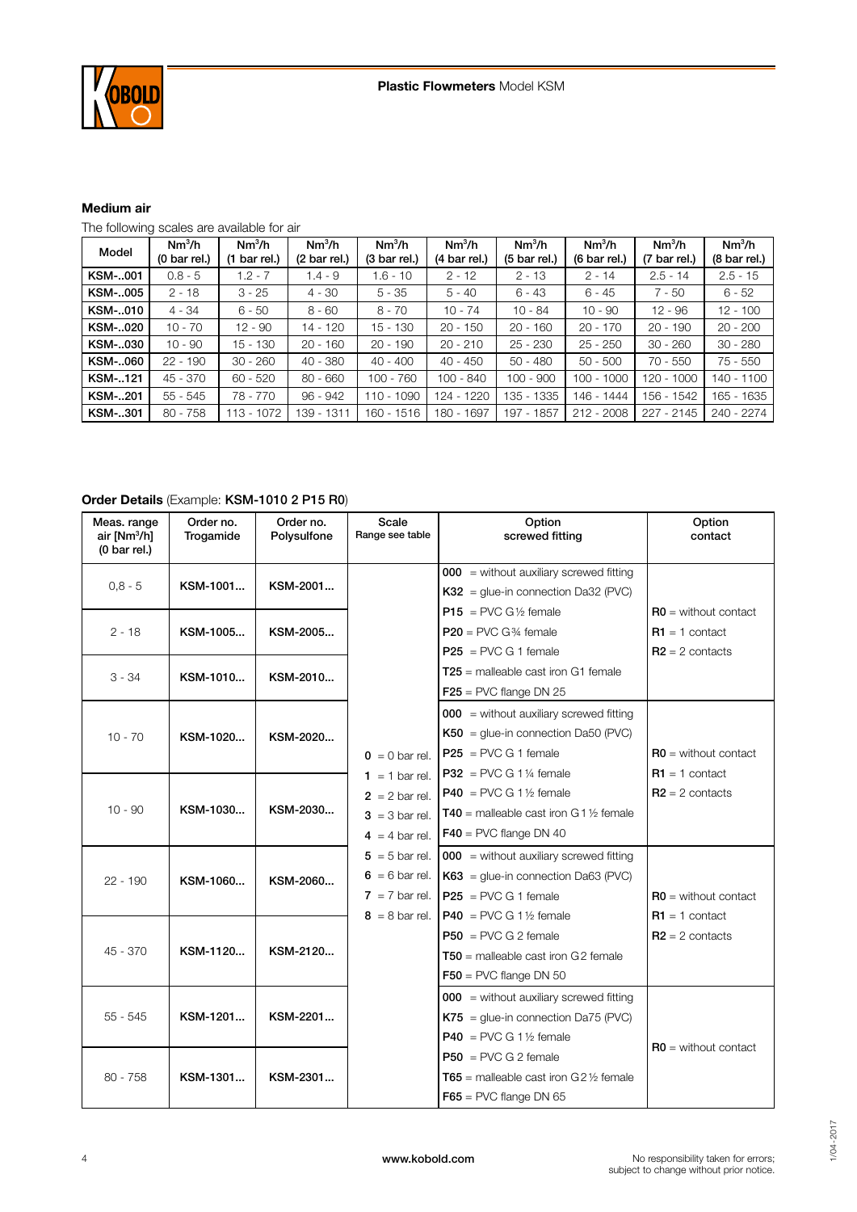### Medium air

The following scales are available for air

| Model | Nm³/h (0 bar rel.) | Nm³/h (1 bar rel.) | Nm³/h (2 bar rel.) | Nm³/h (3 bar rel.) | Nm³/h (4 bar rel.) | Nm³/h (5 bar rel.) | Nm³/h (6 bar rel.) | Nm³/h (7 bar rel.) | Nm³/h (8 bar rel.) |
|---|---|---|---|---|---|---|---|---|---|
| **KSM-..001** | 0.8 - 5 | 1.2 - 7 | 1.4 - 9 | 1.6 - 10 | 2 - 12 | 2 - 13 | 2 - 14 | 2.5 - 14 | 2.5 - 15 |
| **KSM-..005** | 2 - 18 | 3 - 25 | 4 - 30 | 5 - 35 | 5 - 40 | 6 - 43 | 6 - 45 | 7 - 50 | 6 - 52 |
| **KSM-..010** | 4 - 34 | 6 - 50 | 8 - 60 | 8 - 70 | 10 - 74 | 10 - 84 | 10 - 90 | 12 - 96 | 12 - 100 |
| **KSM-..020** | 10 - 70 | 12 - 90 | 14 - 120 | 15 - 130 | 20 - 150 | 20 - 160 | 20 - 170 | 20 - 190 | 20 - 200 |
| **KSM-..030** | 10 - 90 | 15 - 130 | 20 - 160 | 20 - 190 | 20 - 210 | 25 - 230 | 25 - 250 | 30 - 260 | 30 - 280 |
| **KSM-..060** | 22 - 190 | 30 - 260 | 40 - 380 | 40 - 400 | 40 - 450 | 50 - 480 | 50 - 500 | 70 - 550 | 75 - 550 |
| **KSM-..121** | 45 - 370 | 60 - 520 | 80 - 660 | 100 - 760 | 100 - 840 | 100 - 900 | 100 - 1000 | 120 - 1000 | 140 - 1100 |
| **KSM-..201** | 55 - 545 | 78 - 770 | 96 - 942 | 110 - 1090 | 124 - 1220 | 135 - 1335 | 146 - 1444 | 156 - 1542 | 165 - 1635 |
| **KSM-..301** | 80 - 758 | 113 - 1072 | 139 - 1311 | 160 - 1516 | 180 - 1697 | 197 - 1857 | 212 - 2008 | 227 - 2145 | 240 - 2274 |

### Order Details (Example: **KSM-1010 2 P15 R0**)

| Meas. range air [Nm³/h] (0 bar rel.) | Order no. Trogamide | Order no. Polysulfone | Scale Range see table | Option screwed fitting | Option contact |
|---|---|---|---|---|---|
| 0,8 - 5 | **KSM-1001...** | **KSM-2001...** | **0** = 0 bar rel.<br>**1** = 1 bar rel.<br>**2** = 2 bar rel.<br>**3** = 3 bar rel.<br>**4** = 4 bar rel.<br>**5** = 5 bar rel.<br>**6** = 6 bar rel.<br>**7** = 7 bar rel.<br>**8** = 8 bar rel. | **000** = without auxiliary screwed fitting<br>**K32** = glue-in connection Da32 (PVC)<br>**P15** = PVC G½ female<br>**P20** = PVC G¾ female<br>**P25** = PVC G 1 female<br>**T25** = malleable cast iron G1 female<br>**F25** = PVC flange DN 25 | **R0** = without contact<br>**R1** = 1 contact<br>**R2** = 2 contacts |
| 2 - 18 | **KSM-1005...** | **KSM-2005...** | | | |
| 3 - 34 | **KSM-1010...** | **KSM-2010...** | | | |
| 10 - 70 | **KSM-1020...** | **KSM-2020...** | | **000** = without auxiliary screwed fitting<br>**K50** = glue-in connection Da50 (PVC)<br>**P25** = PVC G 1 female<br>**P32** = PVC G 1¼ female<br>**P40** = PVC G 1½ female<br>**T40** = malleable cast iron G 1½ female<br>**F40** = PVC flange DN 40 | **R0** = without contact<br>**R1** = 1 contact<br>**R2** = 2 contacts |
| 10 - 90 | **KSM-1030...** | **KSM-2030...** | | | |
| 22 - 190 | **KSM-1060...** | **KSM-2060...** | | **000** = without auxiliary screwed fitting<br>**K63** = glue-in connection Da63 (PVC)<br>**P25** = PVC G 1 female<br>**P40** = PVC G 1½ female<br>**P50** = PVC G 2 female<br>**T50** = malleable cast iron G2 female<br>**F50** = PVC flange DN 50 | **R0** = without contact<br>**R1** = 1 contact<br>**R2** = 2 contacts |
| 45 - 370 | **KSM-1120...** | **KSM-2120...** | | | |
| 55 - 545 | **KSM-1201...** | **KSM-2201...** | | **000** = without auxiliary screwed fitting<br>**K75** = glue-in connection Da75 (PVC)<br>**P40** = PVC G 1½ female<br>**P50** = PVC G 2 female<br>**T65** = malleable cast iron G2½ female<br>**F65** = PVC flange DN 65 | **R0** = without contact |
| 80 - 758 | **KSM-1301...** | **KSM-2301...** | | | |

No responsibility taken for errors; subject to change without prior notice.